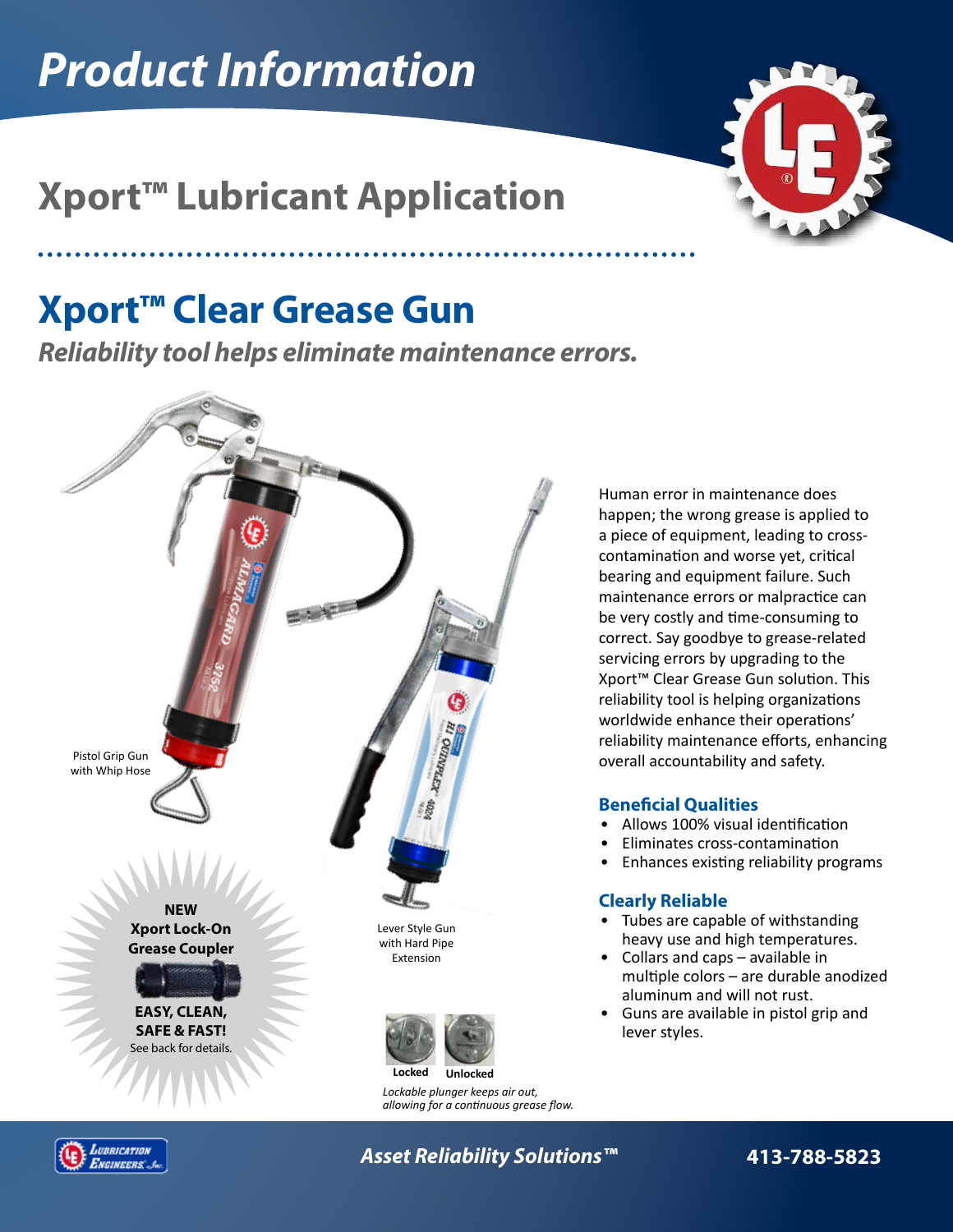# Product Information

## Xport™ Lubricant Application

## Xport™ Clear Grease Gun

***Reliability tool helps eliminate maintenance errors.***

Pistol Grip Gun with Whip Hose

Lever Style Gun with Hard Pipe Extension

**NEW**
**Xport Lock-On Grease Coupler**

**EASY, CLEAN, SAFE & FAST!**
See back for details.

**Locked** **Unlocked**

*Lockable plunger keeps air out, allowing for a continuous grease flow.*

Human error in maintenance does happen; the wrong grease is applied to a piece of equipment, leading to cross-contamination and worse yet, critical bearing and equipment failure. Such maintenance errors or malpractice can be very costly and time-consuming to correct. Say goodbye to grease-related servicing errors by upgrading to the Xport™ Clear Grease Gun solution. This reliability tool is helping organizations worldwide enhance their operations' reliability maintenance efforts, enhancing overall accountability and safety.

### Beneficial Qualities

- Allows 100% visual identification
- Eliminates cross-contamination
- Enhances existing reliability programs

### Clearly Reliable

- Tubes are capable of withstanding heavy use and high temperatures.
- Collars and caps – available in multiple colors – are durable anodized aluminum and will not rust.
- Guns are available in pistol grip and lever styles.

*Asset Reliability Solutions™* **413-788-5823**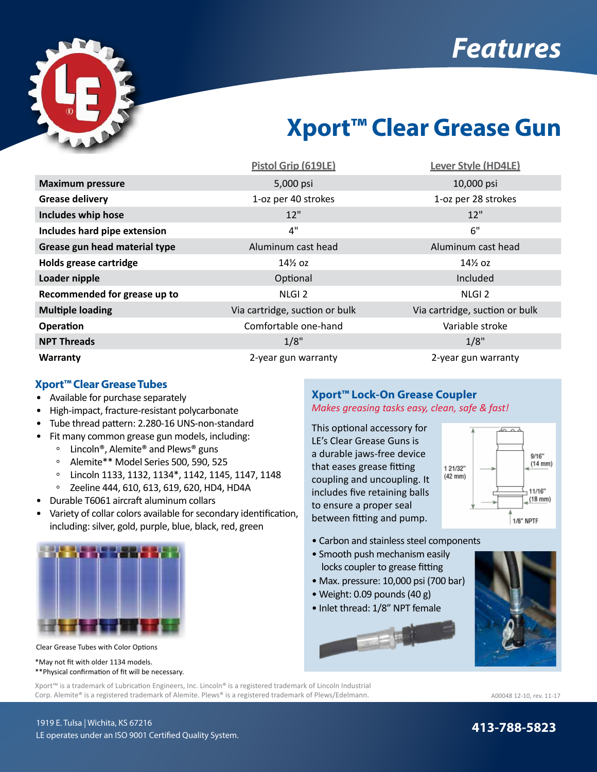# Features

# Xport™ Clear Grease Gun

| | Pistol Grip (619LE) | Lever Style (HD4LE) |
|---|---|---|
| **Maximum pressure** | 5,000 psi | 10,000 psi |
| **Grease delivery** | 1-oz per 40 strokes | 1-oz per 28 strokes |
| **Includes whip hose** | 12" | 12" |
| **Includes hard pipe extension** | 4" | 6" |
| **Grease gun head material type** | Aluminum cast head | Aluminum cast head |
| **Holds grease cartridge** | 14½ oz | 14½ oz |
| **Loader nipple** | Optional | Included |
| **Recommended for grease up to** | NLGI 2 | NLGI 2 |
| **Multiple loading** | Via cartridge, suction or bulk | Via cartridge, suction or bulk |
| **Operation** | Comfortable one-hand | Variable stroke |
| **NPT Threads** | 1/8" | 1/8" |
| **Warranty** | 2-year gun warranty | 2-year gun warranty |

## Xport™ Clear Grease Tubes

- Available for purchase separately
- High-impact, fracture-resistant polycarbonate
- Tube thread pattern: 2.280-16 UNS-non-standard
- Fit many common grease gun models, including:
  - Lincoln®, Alemite® and Plews® guns
  - Alemite** Model Series 500, 590, 525
  - Lincoln 1133, 1132, 1134*, 1142, 1145, 1147, 1148
  - Zeeline 444, 610, 613, 619, 620, HD4, HD4A
- Durable T6061 aircraft aluminum collars
- Variety of collar colors available for secondary identification, including: silver, gold, purple, blue, black, red, green

Clear Grease Tubes with Color Options

*May not fit with older 1134 models.
**Physical confirmation of fit will be necessary.

## Xport™ Lock-On Grease Coupler

*Makes greasing tasks easy, clean, safe & fast!*

This optional accessory for LE's Clear Grease Guns is a durable jaws-free device that eases grease fitting coupling and uncoupling. It includes five retaining balls to ensure a proper seal between fitting and pump.

1 21/32" (42 mm)
9/16" (14 mm)
11/16" (18 mm)
1/8" NPTF

- Carbon and stainless steel components
- Smooth push mechanism easily locks coupler to grease fitting
- Max. pressure: 10,000 psi (700 bar)
- Weight: 0.09 pounds (40 g)
- Inlet thread: 1/8" NPT female

Xport™ is a trademark of Lubrication Engineers, Inc. Lincoln® is a registered trademark of Lincoln Industrial Corp. Alemite® is a registered trademark of Alemite. Plews® is a registered trademark of Plews/Edelmann.

A00048 12-10, rev. 11-17

1919 E. Tulsa | Wichita, KS 67216
LE operates under an ISO 9001 Certified Quality System.

**413-788-5823**